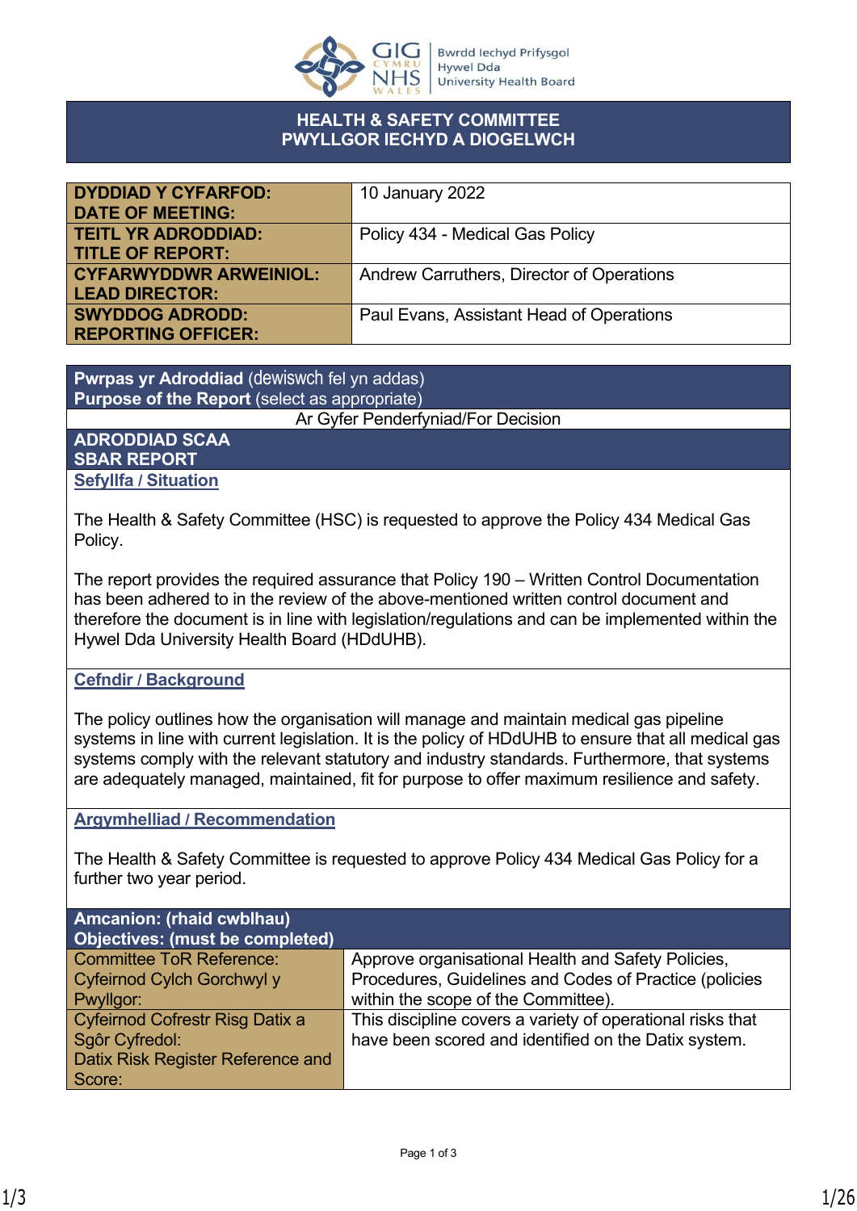# HEALTH & SAFETY COMMITTEE
# PWYLLGOR IECHYD A DIOGELWCH

| | |
|---|---|
| **DYDDIAD Y CYFARFOD: DATE OF MEETING:** | 10 January 2022 |
| **TEITL YR ADRODDIAD: TITLE OF REPORT:** | Policy 434 - Medical Gas Policy |
| **CYFARWYDDWR ARWEINIOL: LEAD DIRECTOR:** | Andrew Carruthers, Director of Operations |
| **SWYDDOG ADRODD: REPORTING OFFICER:** | Paul Evans, Assistant Head of Operations |

**Pwrpas yr Adroddiad** (dewiswch fel yn addas)
**Purpose of the Report** (select as appropriate)

Ar Gyfer Penderfyniad/For Decision

## ADRODDIAD SCAA
## SBAR REPORT

### Sefyllfa / Situation

The Health & Safety Committee (HSC) is requested to approve the Policy 434 Medical Gas Policy.

The report provides the required assurance that Policy 190 – Written Control Documentation has been adhered to in the review of the above-mentioned written control document and therefore the document is in line with legislation/regulations and can be implemented within the Hywel Dda University Health Board (HDdUHB).

### Cefndir / Background

The policy outlines how the organisation will manage and maintain medical gas pipeline systems in line with current legislation. It is the policy of HDdUHB to ensure that all medical gas systems comply with the relevant statutory and industry standards. Furthermore, that systems are adequately managed, maintained, fit for purpose to offer maximum resilience and safety.

### Argymhelliad / Recommendation

The Health & Safety Committee is requested to approve Policy 434 Medical Gas Policy for a further two year period.

## Amcanion: (rhaid cwblhau)
## Objectives: (must be completed)

| | |
|---|---|
| Committee ToR Reference: Cyfeirnod Cylch Gorchwyl y Pwyllgor: | Approve organisational Health and Safety Policies, Procedures, Guidelines and Codes of Practice (policies within the scope of the Committee). |
| Cyfeirnod Cofrestr Risg Datix a Sgôr Cyfredol: Datix Risk Register Reference and Score: | This discipline covers a variety of operational risks that have been scored and identified on the Datix system. |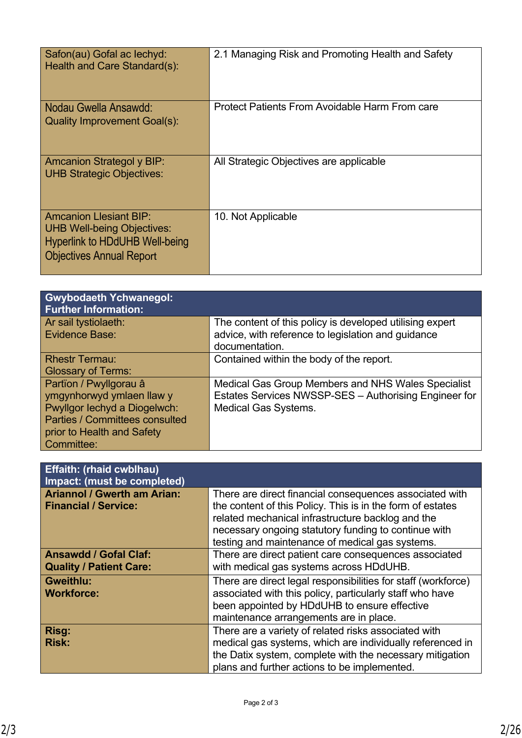| | |
|---|---|
| Safon(au) Gofal ac Iechyd:<br>Health and Care Standard(s): | 2.1 Managing Risk and Promoting Health and Safety |
| Nodau Gwella Ansawdd:<br>Quality Improvement Goal(s): | Protect Patients From Avoidable Harm From care |
| Amcanion Strategol y BIP:<br>UHB Strategic Objectives: | All Strategic Objectives are applicable |
| Amcanion Llesiant BIP:<br>UHB Well-being Objectives:<br>Hyperlink to HDdUHB Well-being Objectives Annual Report | 10. Not Applicable |

| **Gwybodaeth Ychwanegol:<br>Further Information:** | |
|---|---|
| Ar sail tystiolaeth:<br>Evidence Base: | The content of this policy is developed utilising expert advice, with reference to legislation and guidance documentation. |
| Rhestr Termau:<br>Glossary of Terms: | Contained within the body of the report. |
| Partïon / Pwyllgorau â ymgynhorwyd ymlaen llaw y Pwyllgor Iechyd a Diogelwch:<br>Parties / Committees consulted prior to Health and Safety Committee: | Medical Gas Group Members and NHS Wales Specialist Estates Services NWSSP-SES – Authorising Engineer for Medical Gas Systems. |

| **Effaith: (rhaid cwblhau)<br>Impact: (must be completed)** | |
|---|---|
| **Ariannol / Gwerth am Arian:<br>Financial / Service:** | There are direct financial consequences associated with the content of this Policy. This is in the form of estates related mechanical infrastructure backlog and the necessary ongoing statutory funding to continue with testing and maintenance of medical gas systems. |
| **Ansawdd / Gofal Claf:<br>Quality / Patient Care:** | There are direct patient care consequences associated with medical gas systems across HDdUHB. |
| **Gweithlu:<br>Workforce:** | There are direct legal responsibilities for staff (workforce) associated with this policy, particularly staff who have been appointed by HDdUHB to ensure effective maintenance arrangements are in place. |
| **Risg:<br>Risk:** | There are a variety of related risks associated with medical gas systems, which are individually referenced in the Datix system, complete with the necessary mitigation plans and further actions to be implemented. |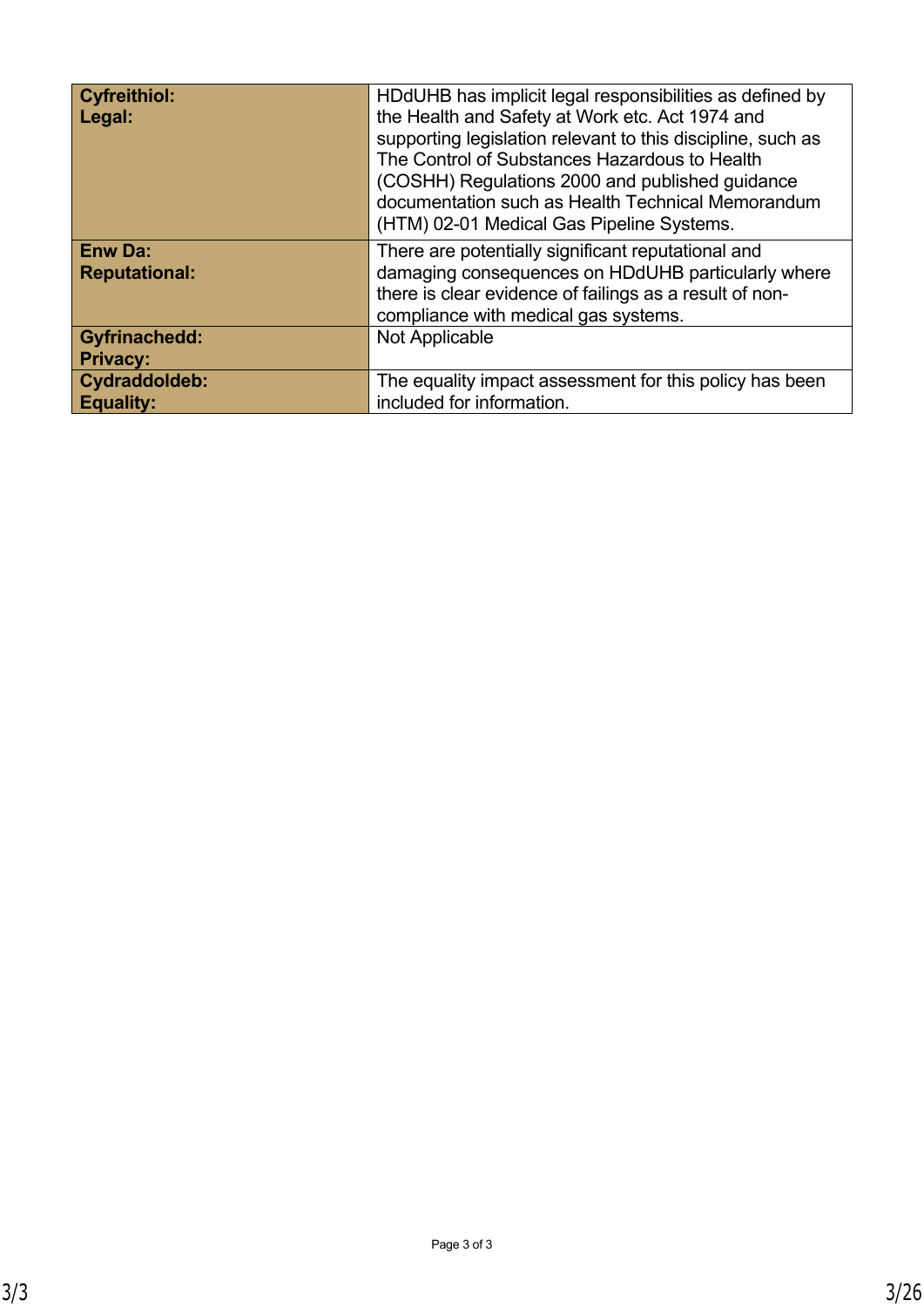| | |
|---|---|
| **Cyfreithiol:**<br>**Legal:** | HDdUHB has implicit legal responsibilities as defined by the Health and Safety at Work etc. Act 1974 and supporting legislation relevant to this discipline, such as The Control of Substances Hazardous to Health (COSHH) Regulations 2000 and published guidance documentation such as Health Technical Memorandum (HTM) 02-01 Medical Gas Pipeline Systems. |
| **Enw Da:**<br>**Reputational:** | There are potentially significant reputational and damaging consequences on HDdUHB particularly where there is clear evidence of failings as a result of non-compliance with medical gas systems. |
| **Gyfrinachedd:**<br>**Privacy:** | Not Applicable |
| **Cydraddoldeb:**<br>**Equality:** | The equality impact assessment for this policy has been included for information. |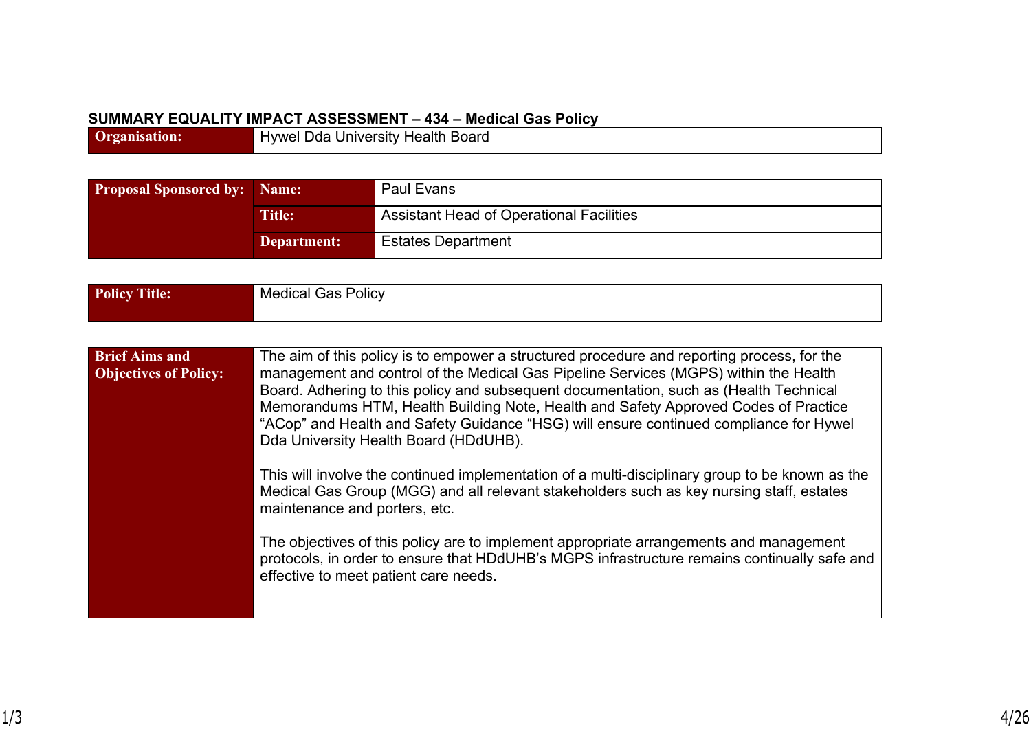**SUMMARY EQUALITY IMPACT ASSESSMENT – 434 – Medical Gas Policy**

| **Organisation:** | Hywel Dda University Health Board |
|---|---|

| **Proposal Sponsored by:** | **Name:** | Paul Evans |
|---|---|---|
| | **Title:** | Assistant Head of Operational Facilities |
| | **Department:** | Estates Department |

| **Policy Title:** | Medical Gas Policy |
|---|---|

| **Brief Aims and Objectives of Policy:** | The aim of this policy is to empower a structured procedure and reporting process, for the management and control of the Medical Gas Pipeline Services (MGPS) within the Health Board. Adhering to this policy and subsequent documentation, such as (Health Technical Memorandums HTM, Health Building Note, Health and Safety Approved Codes of Practice "ACop" and Health and Safety Guidance "HSG) will ensure continued compliance for Hywel Dda University Health Board (HDdUHB).<br><br>This will involve the continued implementation of a multi-disciplinary group to be known as the Medical Gas Group (MGG) and all relevant stakeholders such as key nursing staff, estates maintenance and porters, etc.<br><br>The objectives of this policy are to implement appropriate arrangements and management protocols, in order to ensure that HDdUHB's MGPS infrastructure remains continually safe and effective to meet patient care needs. |
|---|---|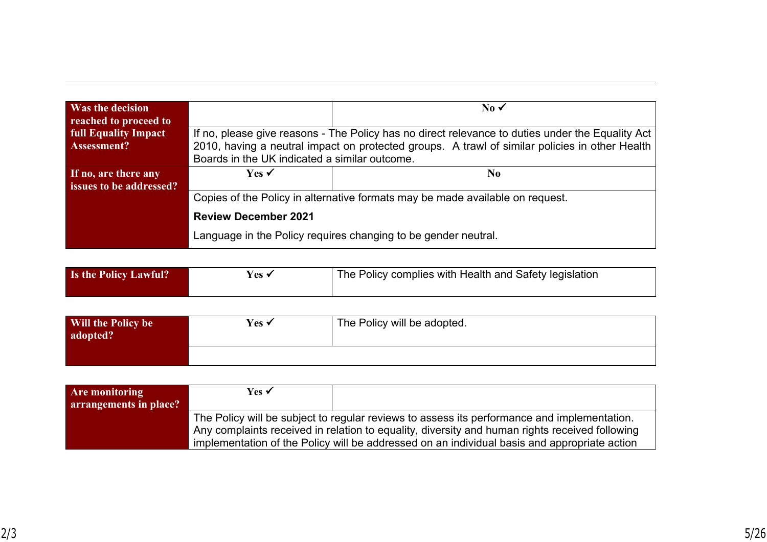| Was the decision reached to proceed to full Equality Impact Assessment? | | No ✓ |
|---|---|---|
| | If no, please give reasons - The Policy has no direct relevance to duties under the Equality Act 2010, having a neutral impact on protected groups. A trawl of similar policies in other Health Boards in the UK indicated a similar outcome. | |
| **If no, are there any issues to be addressed?** | Yes ✓ | No |
| | Copies of the Policy in alternative formats may be made available on request.<br><br>**Review December 2021**<br><br>Language in the Policy requires changing to be gender neutral. | |

| Is the Policy Lawful? | Yes ✓ | The Policy complies with Health and Safety legislation |
|---|---|---|

| Will the Policy be adopted? | Yes ✓ | The Policy will be adopted. |
|---|---|---|
| | | |

| Are monitoring arrangements in place? | Yes ✓ | |
|---|---|---|
| | The Policy will be subject to regular reviews to assess its performance and implementation. Any complaints received in relation to equality, diversity and human rights received following implementation of the Policy will be addressed on an individual basis and appropriate action | |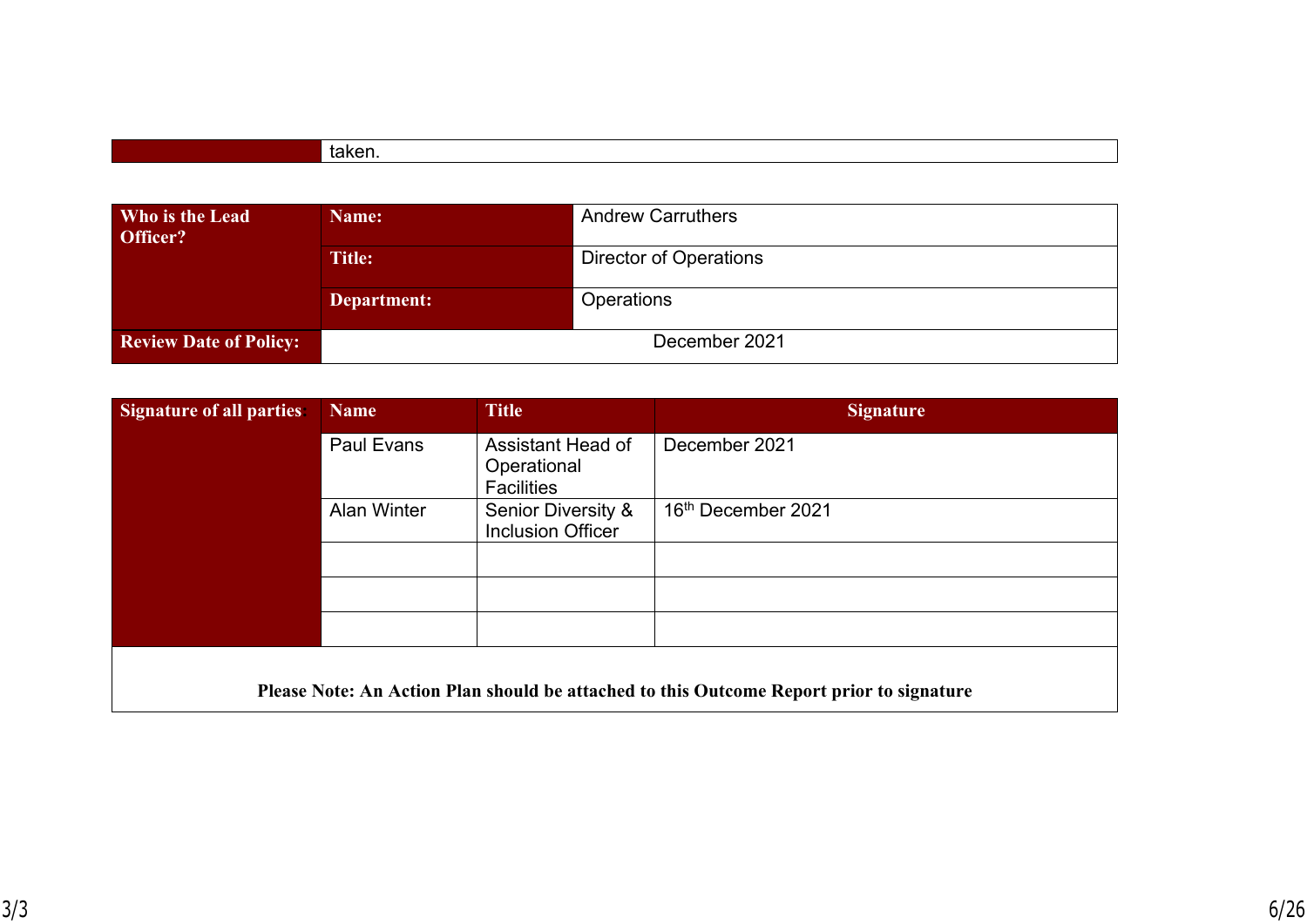| | taken. |
|---|---|

| **Who is the Lead Officer?** | **Name:** | Andrew Carruthers |
|---|---|---|
| | **Title:** | Director of Operations |
| | **Department:** | Operations |
| **Review Date of Policy:** | December 2021 | |

| **Signature of all parties:** | **Name** | **Title** | **Signature** |
|---|---|---|---|
| | Paul Evans | Assistant Head of Operational Facilities | December 2021 |
| | Alan Winter | Senior Diversity & Inclusion Officer | 16th December 2021 |
| | | | |
| | | | |
| | | | |

**Please Note: An Action Plan should be attached to this Outcome Report prior to signature**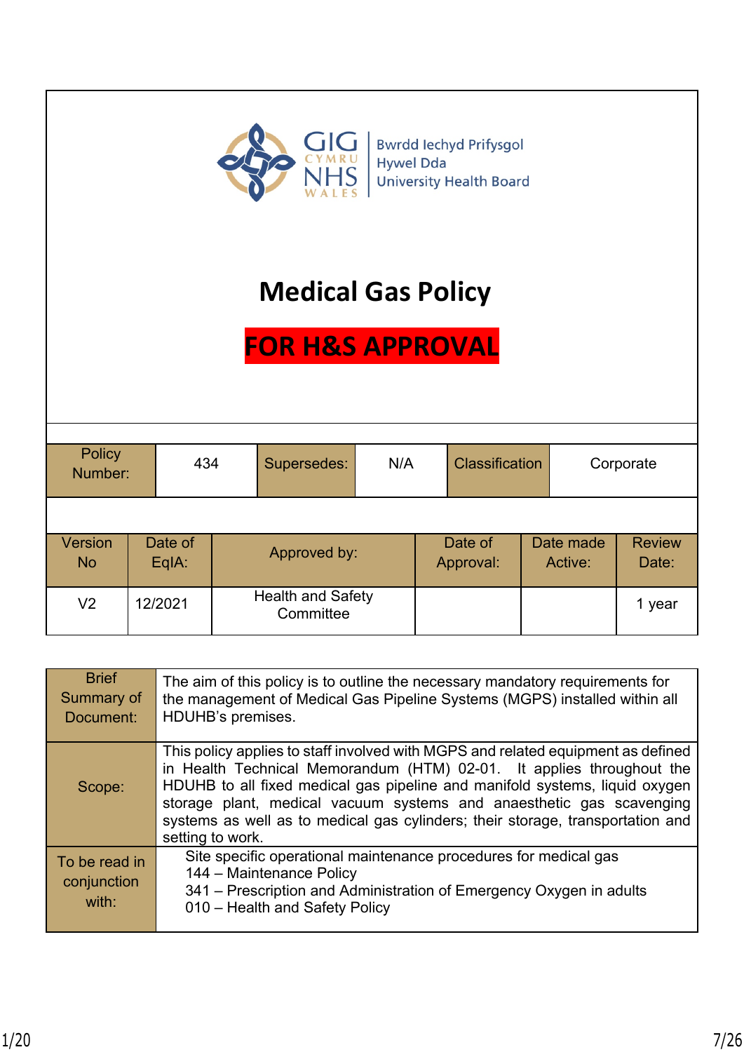Bwrdd Iechyd Prifysgol Hywel Dda University Health Board

# Medical Gas Policy

**FOR H&S APPROVAL**

| Policy Number: | 434 | Supersedes: | N/A | Classification | Corporate |
|---|---|---|---|---|---|

| Version No | Date of EqIA: | Approved by: | Date of Approval: | Date made Active: | Review Date: |
|---|---|---|---|---|---|
| V2 | 12/2021 | Health and Safety Committee | | | 1 year |

| | |
|---|---|
| Brief Summary of Document: | The aim of this policy is to outline the necessary mandatory requirements for the management of Medical Gas Pipeline Systems (MGPS) installed within all HDUHB's premises. |
| Scope: | This policy applies to staff involved with MGPS and related equipment as defined in Health Technical Memorandum (HTM) 02-01. It applies throughout the HDUHB to all fixed medical gas pipeline and manifold systems, liquid oxygen storage plant, medical vacuum systems and anaesthetic gas scavenging systems as well as to medical gas cylinders; their storage, transportation and setting to work. |
| To be read in conjunction with: | Site specific operational maintenance procedures for medical gas<br>144 – Maintenance Policy<br>341 – Prescription and Administration of Emergency Oxygen in adults<br>010 – Health and Safety Policy |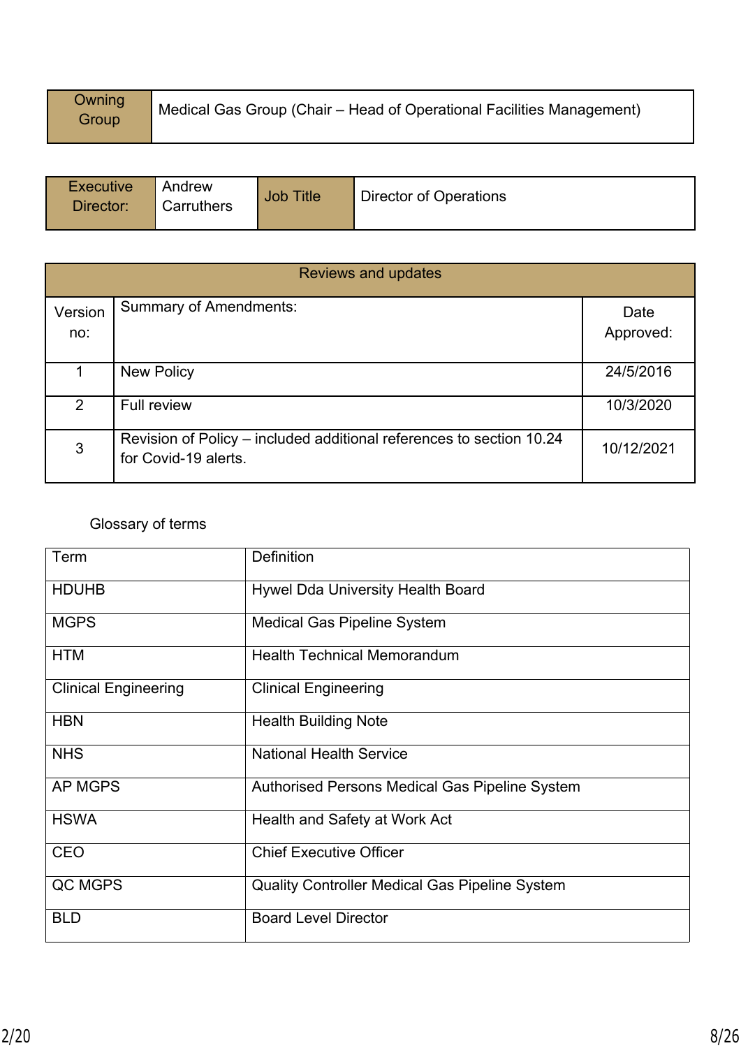| Owning Group | Medical Gas Group (Chair – Head of Operational Facilities Management) |
| --- | --- |

| Executive Director: | Andrew Carruthers | Job Title | Director of Operations |
| --- | --- | --- | --- |

| Reviews and updates | | |
| --- | --- | --- |
| Version no: | Summary of Amendments: | Date Approved: |
| 1 | New Policy | 24/5/2016 |
| 2 | Full review | 10/3/2020 |
| 3 | Revision of Policy – included additional references to section 10.24 for Covid-19 alerts. | 10/12/2021 |

Glossary of terms

| Term | Definition |
| --- | --- |
| HDUHB | Hywel Dda University Health Board |
| MGPS | Medical Gas Pipeline System |
| HTM | Health Technical Memorandum |
| Clinical Engineering | Clinical Engineering |
| HBN | Health Building Note |
| NHS | National Health Service |
| AP MGPS | Authorised Persons Medical Gas Pipeline System |
| HSWA | Health and Safety at Work Act |
| CEO | Chief Executive Officer |
| QC MGPS | Quality Controller Medical Gas Pipeline System |
| BLD | Board Level Director |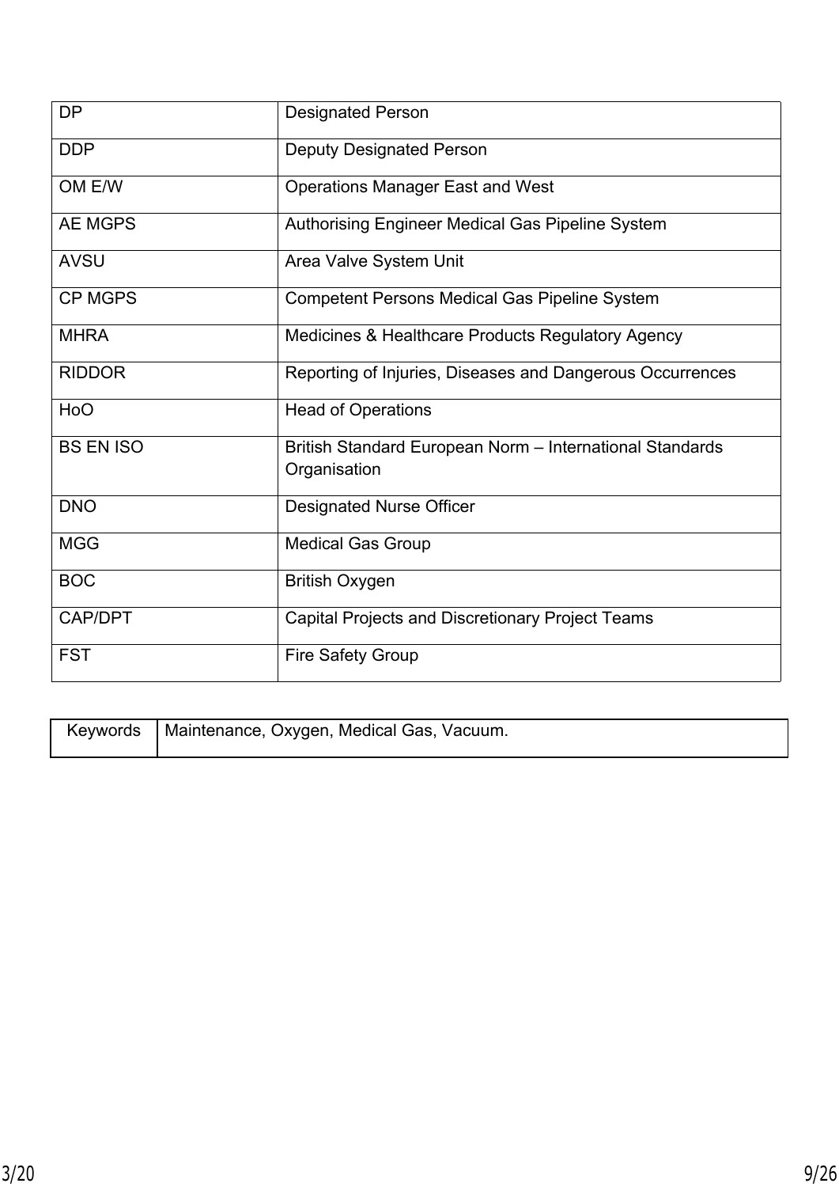| DP | Designated Person |
|---|---|
| DDP | Deputy Designated Person |
| OM E/W | Operations Manager East and West |
| AE MGPS | Authorising Engineer Medical Gas Pipeline System |
| AVSU | Area Valve System Unit |
| CP MGPS | Competent Persons Medical Gas Pipeline System |
| MHRA | Medicines & Healthcare Products Regulatory Agency |
| RIDDOR | Reporting of Injuries, Diseases and Dangerous Occurrences |
| HoO | Head of Operations |
| BS EN ISO | British Standard European Norm – International Standards Organisation |
| DNO | Designated Nurse Officer |
| MGG | Medical Gas Group |
| BOC | British Oxygen |
| CAP/DPT | Capital Projects and Discretionary Project Teams |
| FST | Fire Safety Group |

| Keywords | Maintenance, Oxygen, Medical Gas, Vacuum. |
|---|---|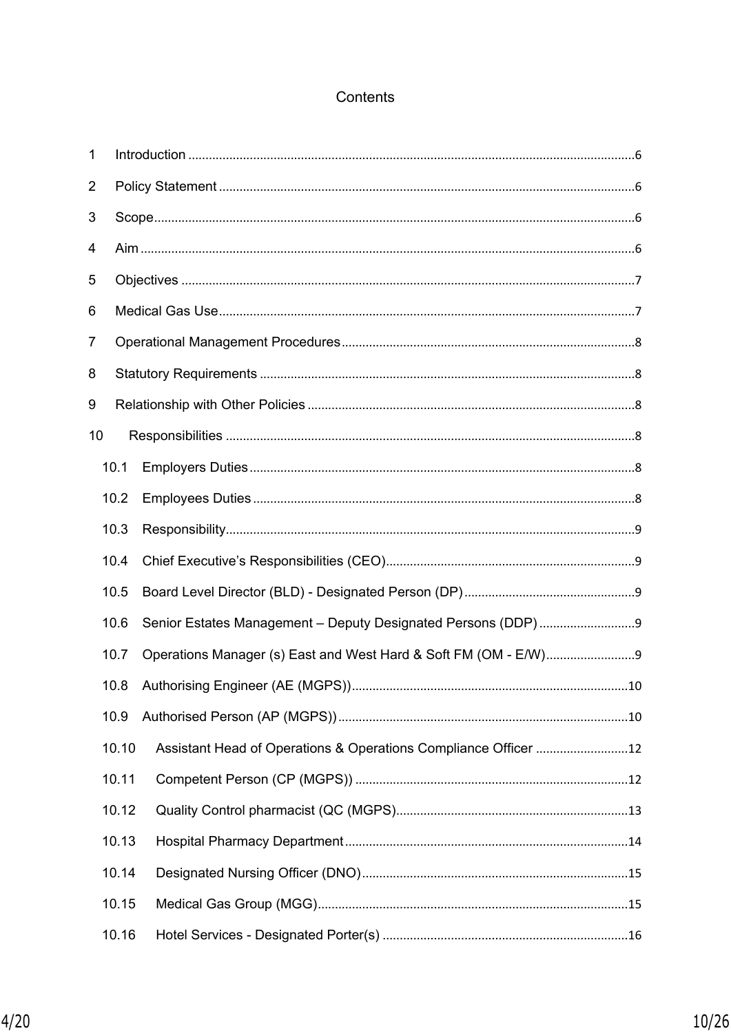# Contents

1 Introduction ........................................................................................................................6

2 Policy Statement ..................................................................................................................6

3 Scope....................................................................................................................................6

4 Aim .......................................................................................................................................6

5 Objectives ............................................................................................................................7

6 Medical Gas Use...................................................................................................................7

7 Operational Management Procedures.................................................................................8

8 Statutory Requirements .......................................................................................................8

9 Relationship with Other Policies ..........................................................................................8

10 Responsibilities ..................................................................................................................8

- 10.1 Employers Duties .........................................................................................................8
- 10.2 Employees Duties .........................................................................................................8
- 10.3 Responsibility................................................................................................................9
- 10.4 Chief Executive’s Responsibilities (CEO).......................................................................9
- 10.5 Board Level Director (BLD) - Designated Person (DP) ...................................................9
- 10.6 Senior Estates Management – Deputy Designated Persons (DDP) ...............................9
- 10.7 Operations Manager (s) East and West Hard & Soft FM (OM - E/W)..............................9
- 10.8 Authorising Engineer (AE (MGPS)) ..............................................................................10
- 10.9 Authorised Person (AP (MGPS)) ..................................................................................10
- 10.10 Assistant Head of Operations & Operations Compliance Officer ..............................12
- 10.11 Competent Person (CP (MGPS)) ................................................................................12
- 10.12 Quality Control pharmacist (QC (MGPS)....................................................................13
- 10.13 Hospital Pharmacy Department .................................................................................14
- 10.14 Designated Nursing Officer (DNO) .............................................................................15
- 10.15 Medical Gas Group (MGG).........................................................................................15
- 10.16 Hotel Services - Designated Porter(s) ........................................................................16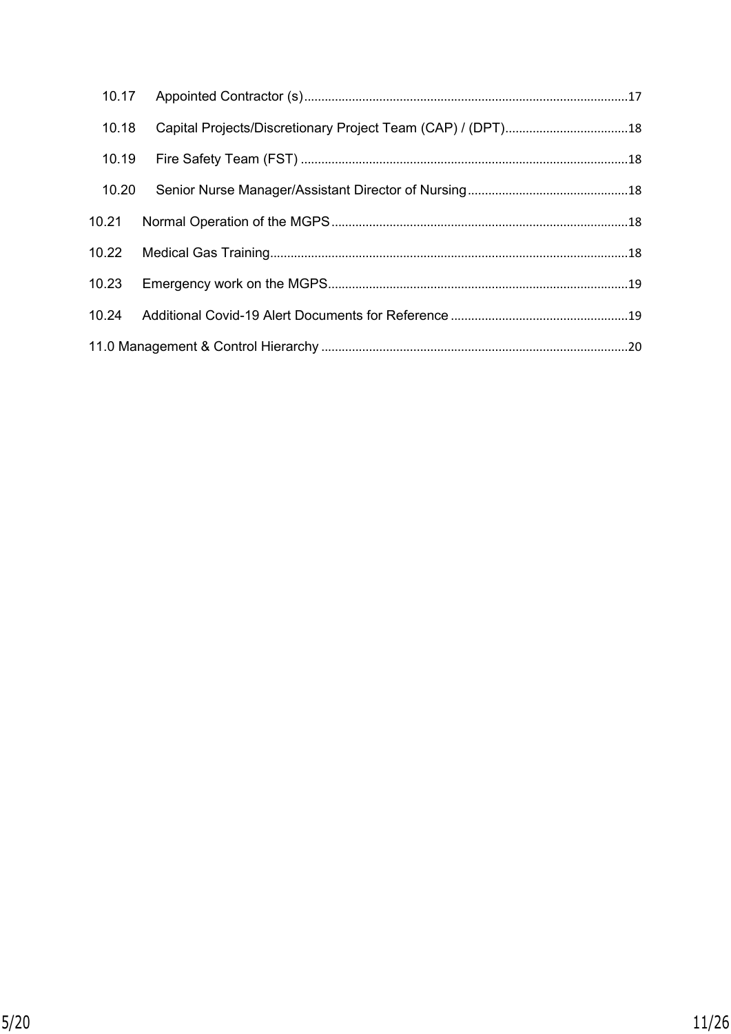10.17 Appointed Contractor (s) ............................................................................................17

10.18 Capital Projects/Discretionary Project Team (CAP) / (DPT)....................................18

10.19 Fire Safety Team (FST) ...............................................................................................18

10.20 Senior Nurse Manager/Assistant Director of Nursing...............................................18

10.21 Normal Operation of the MGPS......................................................................................18

10.22 Medical Gas Training........................................................................................................18

10.23 Emergency work on the MGPS.......................................................................................19

10.24 Additional Covid-19 Alert Documents for Reference ....................................................19

11.0 Management & Control Hierarchy .........................................................................................20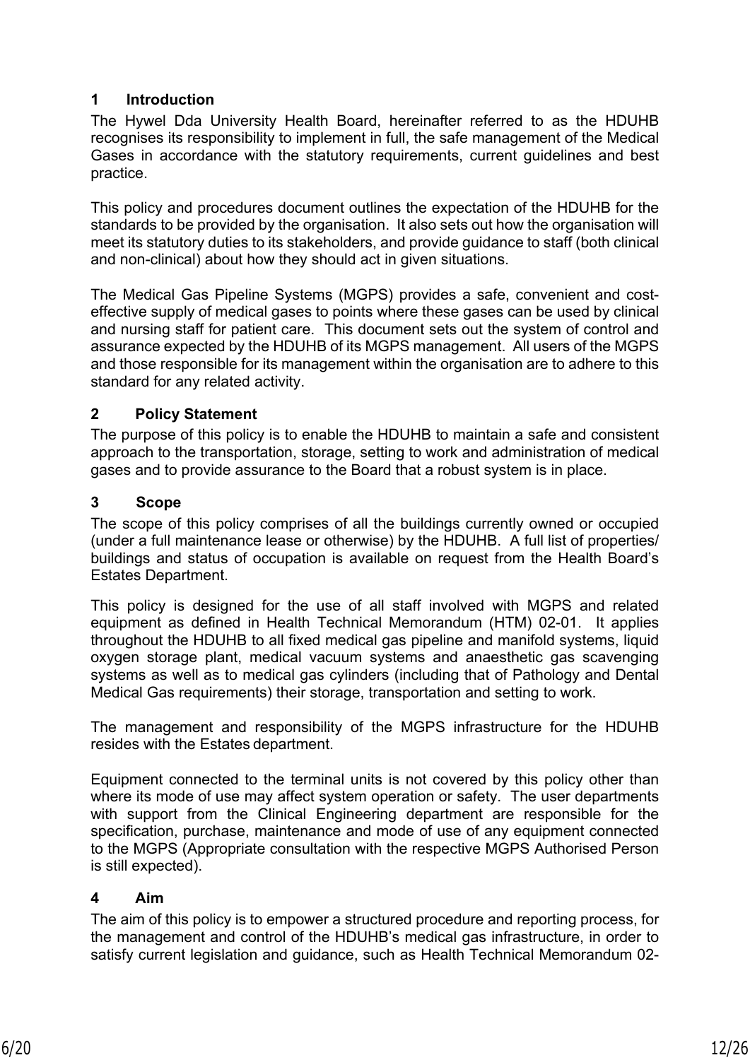## 1 Introduction

The Hywel Dda University Health Board, hereinafter referred to as the HDUHB recognises its responsibility to implement in full, the safe management of the Medical Gases in accordance with the statutory requirements, current guidelines and best practice.

This policy and procedures document outlines the expectation of the HDUHB for the standards to be provided by the organisation. It also sets out how the organisation will meet its statutory duties to its stakeholders, and provide guidance to staff (both clinical and non-clinical) about how they should act in given situations.

The Medical Gas Pipeline Systems (MGPS) provides a safe, convenient and cost-effective supply of medical gases to points where these gases can be used by clinical and nursing staff for patient care. This document sets out the system of control and assurance expected by the HDUHB of its MGPS management. All users of the MGPS and those responsible for its management within the organisation are to adhere to this standard for any related activity.

## 2 Policy Statement

The purpose of this policy is to enable the HDUHB to maintain a safe and consistent approach to the transportation, storage, setting to work and administration of medical gases and to provide assurance to the Board that a robust system is in place.

## 3 Scope

The scope of this policy comprises of all the buildings currently owned or occupied (under a full maintenance lease or otherwise) by the HDUHB. A full list of properties/ buildings and status of occupation is available on request from the Health Board's Estates Department.

This policy is designed for the use of all staff involved with MGPS and related equipment as defined in Health Technical Memorandum (HTM) 02-01. It applies throughout the HDUHB to all fixed medical gas pipeline and manifold systems, liquid oxygen storage plant, medical vacuum systems and anaesthetic gas scavenging systems as well as to medical gas cylinders (including that of Pathology and Dental Medical Gas requirements) their storage, transportation and setting to work.

The management and responsibility of the MGPS infrastructure for the HDUHB resides with the Estates department.

Equipment connected to the terminal units is not covered by this policy other than where its mode of use may affect system operation or safety. The user departments with support from the Clinical Engineering department are responsible for the specification, purchase, maintenance and mode of use of any equipment connected to the MGPS (Appropriate consultation with the respective MGPS Authorised Person is still expected).

## 4 Aim

The aim of this policy is to empower a structured procedure and reporting process, for the management and control of the HDUHB's medical gas infrastructure, in order to satisfy current legislation and guidance, such as Health Technical Memorandum 02-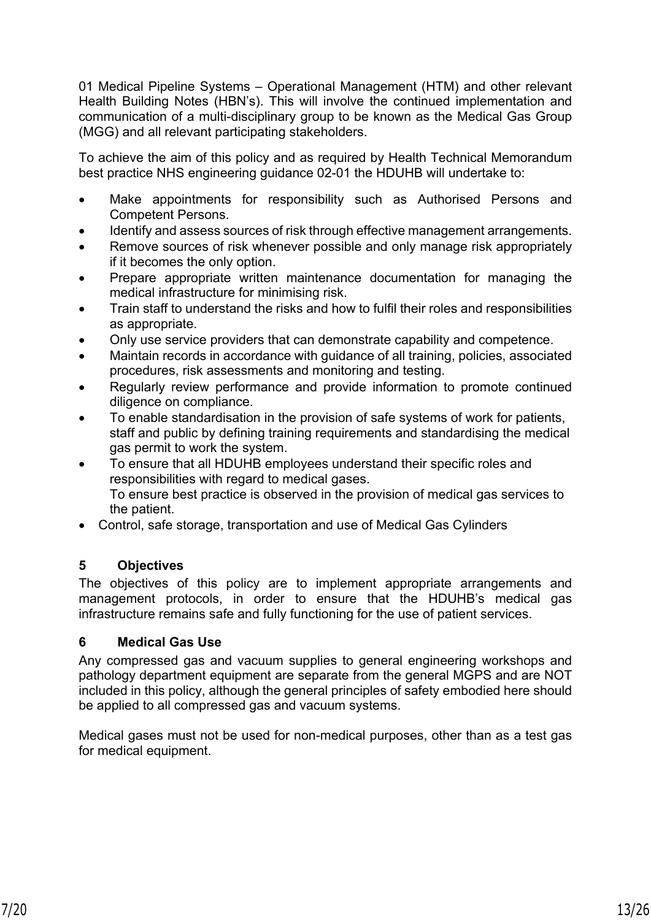01 Medical Pipeline Systems – Operational Management (HTM) and other relevant Health Building Notes (HBN's). This will involve the continued implementation and communication of a multi-disciplinary group to be known as the Medical Gas Group (MGG) and all relevant participating stakeholders.

To achieve the aim of this policy and as required by Health Technical Memorandum best practice NHS engineering guidance 02-01 the HDUHB will undertake to:

- Make appointments for responsibility such as Authorised Persons and Competent Persons.
- Identify and assess sources of risk through effective management arrangements.
- Remove sources of risk whenever possible and only manage risk appropriately if it becomes the only option.
- Prepare appropriate written maintenance documentation for managing the medical infrastructure for minimising risk.
- Train staff to understand the risks and how to fulfil their roles and responsibilities as appropriate.
- Only use service providers that can demonstrate capability and competence.
- Maintain records in accordance with guidance of all training, policies, associated procedures, risk assessments and monitoring and testing.
- Regularly review performance and provide information to promote continued diligence on compliance.
- To enable standardisation in the provision of safe systems of work for patients, staff and public by defining training requirements and standardising the medical gas permit to work the system.
- To ensure that all HDUHB employees understand their specific roles and responsibilities with regard to medical gases.
  To ensure best practice is observed in the provision of medical gas services to the patient.
- Control, safe storage, transportation and use of Medical Gas Cylinders

## 5 Objectives

The objectives of this policy are to implement appropriate arrangements and management protocols, in order to ensure that the HDUHB's medical gas infrastructure remains safe and fully functioning for the use of patient services.

## 6 Medical Gas Use

Any compressed gas and vacuum supplies to general engineering workshops and pathology department equipment are separate from the general MGPS and are NOT included in this policy, although the general principles of safety embodied here should be applied to all compressed gas and vacuum systems.

Medical gases must not be used for non-medical purposes, other than as a test gas for medical equipment.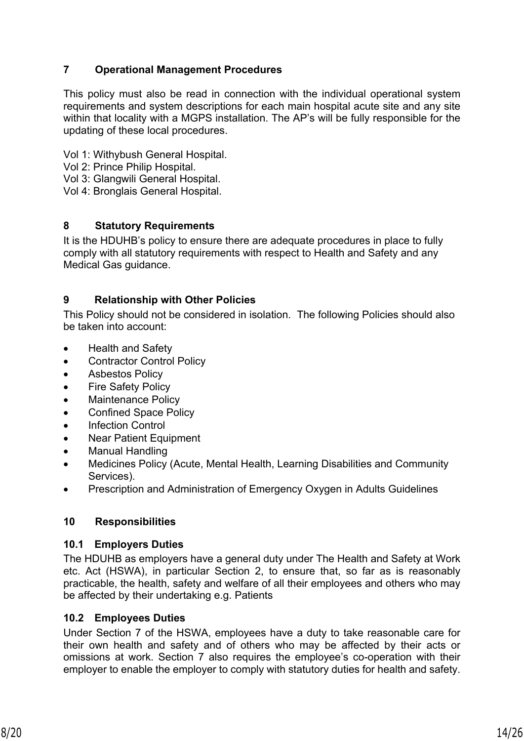## 7 Operational Management Procedures

This policy must also be read in connection with the individual operational system requirements and system descriptions for each main hospital acute site and any site within that locality with a MGPS installation. The AP's will be fully responsible for the updating of these local procedures.

Vol 1: Withybush General Hospital.
Vol 2: Prince Philip Hospital.
Vol 3: Glangwili General Hospital.
Vol 4: Bronglais General Hospital.

## 8 Statutory Requirements

It is the HDUHB's policy to ensure there are adequate procedures in place to fully comply with all statutory requirements with respect to Health and Safety and any Medical Gas guidance.

## 9 Relationship with Other Policies

This Policy should not be considered in isolation. The following Policies should also be taken into account:

- Health and Safety
- Contractor Control Policy
- Asbestos Policy
- Fire Safety Policy
- Maintenance Policy
- Confined Space Policy
- Infection Control
- Near Patient Equipment
- Manual Handling
- Medicines Policy (Acute, Mental Health, Learning Disabilities and Community Services).
- Prescription and Administration of Emergency Oxygen in Adults Guidelines

## 10 Responsibilities

### 10.1 Employers Duties

The HDUHB as employers have a general duty under The Health and Safety at Work etc. Act (HSWA), in particular Section 2, to ensure that, so far as is reasonably practicable, the health, safety and welfare of all their employees and others who may be affected by their undertaking e.g. Patients

### 10.2 Employees Duties

Under Section 7 of the HSWA, employees have a duty to take reasonable care for their own health and safety and of others who may be affected by their acts or omissions at work. Section 7 also requires the employee's co-operation with their employer to enable the employer to comply with statutory duties for health and safety.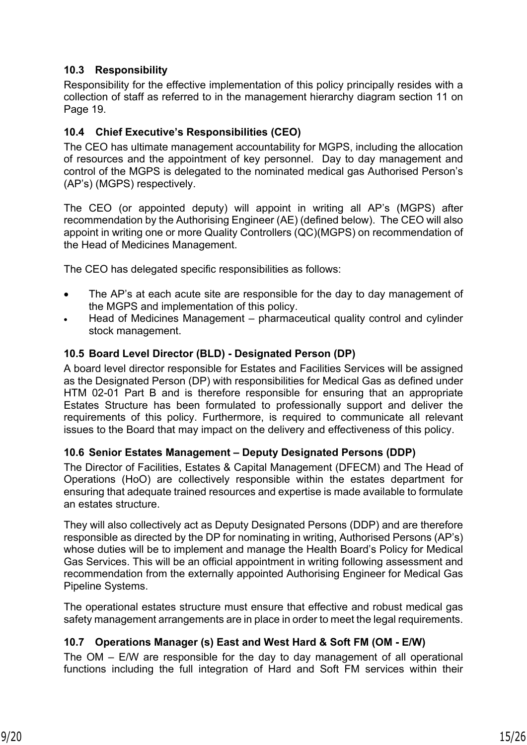### 10.3 Responsibility

Responsibility for the effective implementation of this policy principally resides with a collection of staff as referred to in the management hierarchy diagram section 11 on Page 19.

### 10.4 Chief Executive's Responsibilities (CEO)

The CEO has ultimate management accountability for MGPS, including the allocation of resources and the appointment of key personnel. Day to day management and control of the MGPS is delegated to the nominated medical gas Authorised Person's (AP's) (MGPS) respectively.

The CEO (or appointed deputy) will appoint in writing all AP's (MGPS) after recommendation by the Authorising Engineer (AE) (defined below). The CEO will also appoint in writing one or more Quality Controllers (QC)(MGPS) on recommendation of the Head of Medicines Management.

The CEO has delegated specific responsibilities as follows:

- The AP's at each acute site are responsible for the day to day management of the MGPS and implementation of this policy.
- Head of Medicines Management – pharmaceutical quality control and cylinder stock management.

### 10.5 Board Level Director (BLD) - Designated Person (DP)

A board level director responsible for Estates and Facilities Services will be assigned as the Designated Person (DP) with responsibilities for Medical Gas as defined under HTM 02-01 Part B and is therefore responsible for ensuring that an appropriate Estates Structure has been formulated to professionally support and deliver the requirements of this policy. Furthermore, is required to communicate all relevant issues to the Board that may impact on the delivery and effectiveness of this policy.

### 10.6 Senior Estates Management – Deputy Designated Persons (DDP)

The Director of Facilities, Estates & Capital Management (DFECM) and The Head of Operations (HoO) are collectively responsible within the estates department for ensuring that adequate trained resources and expertise is made available to formulate an estates structure.

They will also collectively act as Deputy Designated Persons (DDP) and are therefore responsible as directed by the DP for nominating in writing, Authorised Persons (AP's) whose duties will be to implement and manage the Health Board's Policy for Medical Gas Services. This will be an official appointment in writing following assessment and recommendation from the externally appointed Authorising Engineer for Medical Gas Pipeline Systems.

The operational estates structure must ensure that effective and robust medical gas safety management arrangements are in place in order to meet the legal requirements.

### 10.7 Operations Manager (s) East and West Hard & Soft FM (OM - E/W)

The OM – E/W are responsible for the day to day management of all operational functions including the full integration of Hard and Soft FM services within their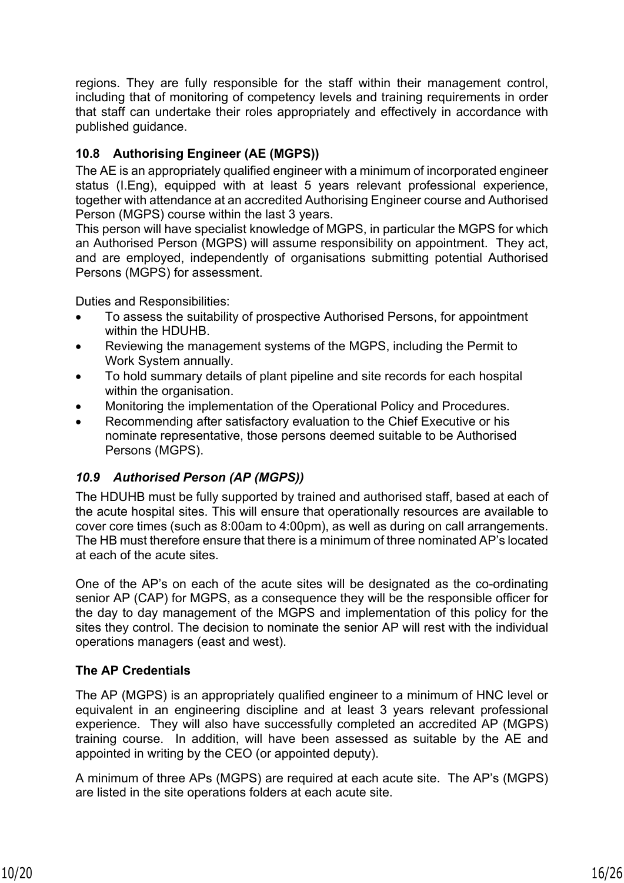regions. They are fully responsible for the staff within their management control, including that of monitoring of competency levels and training requirements in order that staff can undertake their roles appropriately and effectively in accordance with published guidance.

### 10.8 Authorising Engineer (AE (MGPS))

The AE is an appropriately qualified engineer with a minimum of incorporated engineer status (I.Eng), equipped with at least 5 years relevant professional experience, together with attendance at an accredited Authorising Engineer course and Authorised Person (MGPS) course within the last 3 years.
This person will have specialist knowledge of MGPS, in particular the MGPS for which an Authorised Person (MGPS) will assume responsibility on appointment. They act, and are employed, independently of organisations submitting potential Authorised Persons (MGPS) for assessment.

Duties and Responsibilities:

- To assess the suitability of prospective Authorised Persons, for appointment within the HDUHB.
- Reviewing the management systems of the MGPS, including the Permit to Work System annually.
- To hold summary details of plant pipeline and site records for each hospital within the organisation.
- Monitoring the implementation of the Operational Policy and Procedures.
- Recommending after satisfactory evaluation to the Chief Executive or his nominate representative, those persons deemed suitable to be Authorised Persons (MGPS).

### *10.9 Authorised Person (AP (MGPS))*

The HDUHB must be fully supported by trained and authorised staff, based at each of the acute hospital sites. This will ensure that operationally resources are available to cover core times (such as 8:00am to 4:00pm), as well as during on call arrangements. The HB must therefore ensure that there is a minimum of three nominated AP's located at each of the acute sites.

One of the AP's on each of the acute sites will be designated as the co-ordinating senior AP (CAP) for MGPS, as a consequence they will be the responsible officer for the day to day management of the MGPS and implementation of this policy for the sites they control. The decision to nominate the senior AP will rest with the individual operations managers (east and west).

**The AP Credentials**

The AP (MGPS) is an appropriately qualified engineer to a minimum of HNC level or equivalent in an engineering discipline and at least 3 years relevant professional experience. They will also have successfully completed an accredited AP (MGPS) training course. In addition, will have been assessed as suitable by the AE and appointed in writing by the CEO (or appointed deputy).

A minimum of three APs (MGPS) are required at each acute site. The AP's (MGPS) are listed in the site operations folders at each acute site.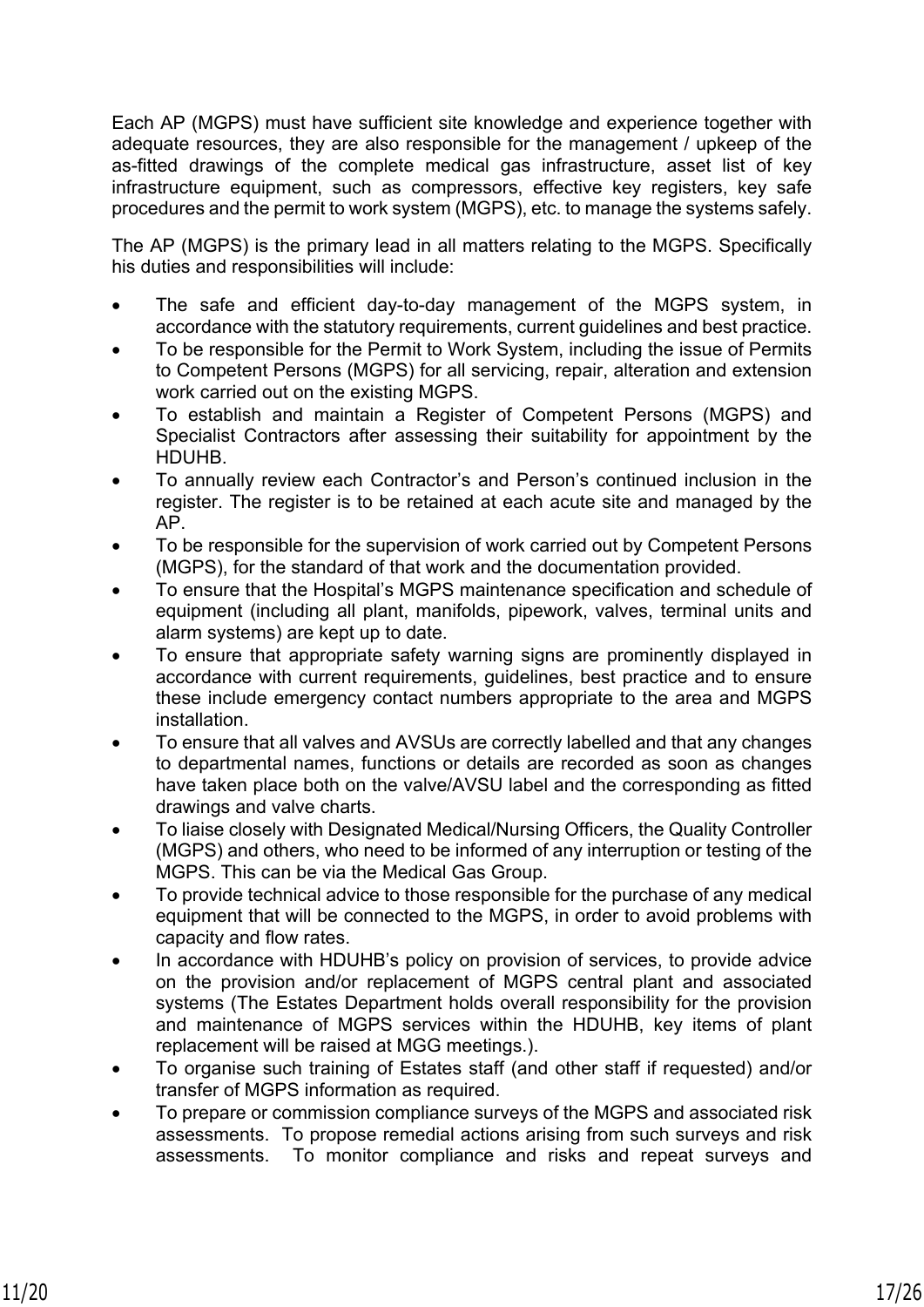Each AP (MGPS) must have sufficient site knowledge and experience together with adequate resources, they are also responsible for the management / upkeep of the as-fitted drawings of the complete medical gas infrastructure, asset list of key infrastructure equipment, such as compressors, effective key registers, key safe procedures and the permit to work system (MGPS), etc. to manage the systems safely.

The AP (MGPS) is the primary lead in all matters relating to the MGPS. Specifically his duties and responsibilities will include:

- The safe and efficient day-to-day management of the MGPS system, in accordance with the statutory requirements, current guidelines and best practice.
- To be responsible for the Permit to Work System, including the issue of Permits to Competent Persons (MGPS) for all servicing, repair, alteration and extension work carried out on the existing MGPS.
- To establish and maintain a Register of Competent Persons (MGPS) and Specialist Contractors after assessing their suitability for appointment by the HDUHB.
- To annually review each Contractor's and Person's continued inclusion in the register. The register is to be retained at each acute site and managed by the AP.
- To be responsible for the supervision of work carried out by Competent Persons (MGPS), for the standard of that work and the documentation provided.
- To ensure that the Hospital's MGPS maintenance specification and schedule of equipment (including all plant, manifolds, pipework, valves, terminal units and alarm systems) are kept up to date.
- To ensure that appropriate safety warning signs are prominently displayed in accordance with current requirements, guidelines, best practice and to ensure these include emergency contact numbers appropriate to the area and MGPS installation.
- To ensure that all valves and AVSUs are correctly labelled and that any changes to departmental names, functions or details are recorded as soon as changes have taken place both on the valve/AVSU label and the corresponding as fitted drawings and valve charts.
- To liaise closely with Designated Medical/Nursing Officers, the Quality Controller (MGPS) and others, who need to be informed of any interruption or testing of the MGPS. This can be via the Medical Gas Group.
- To provide technical advice to those responsible for the purchase of any medical equipment that will be connected to the MGPS, in order to avoid problems with capacity and flow rates.
- In accordance with HDUHB's policy on provision of services, to provide advice on the provision and/or replacement of MGPS central plant and associated systems (The Estates Department holds overall responsibility for the provision and maintenance of MGPS services within the HDUHB, key items of plant replacement will be raised at MGG meetings.).
- To organise such training of Estates staff (and other staff if requested) and/or transfer of MGPS information as required.
- To prepare or commission compliance surveys of the MGPS and associated risk assessments. To propose remedial actions arising from such surveys and risk assessments. To monitor compliance and risks and repeat surveys and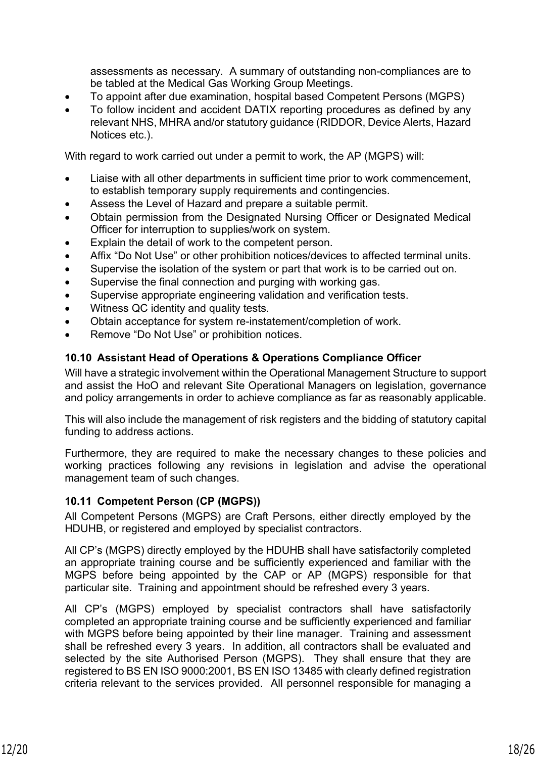assessments as necessary. A summary of outstanding non-compliances are to be tabled at the Medical Gas Working Group Meetings.
- To appoint after due examination, hospital based Competent Persons (MGPS)
- To follow incident and accident DATIX reporting procedures as defined by any relevant NHS, MHRA and/or statutory guidance (RIDDOR, Device Alerts, Hazard Notices etc.).

With regard to work carried out under a permit to work, the AP (MGPS) will:

- Liaise with all other departments in sufficient time prior to work commencement, to establish temporary supply requirements and contingencies.
- Assess the Level of Hazard and prepare a suitable permit.
- Obtain permission from the Designated Nursing Officer or Designated Medical Officer for interruption to supplies/work on system.
- Explain the detail of work to the competent person.
- Affix "Do Not Use" or other prohibition notices/devices to affected terminal units.
- Supervise the isolation of the system or part that work is to be carried out on.
- Supervise the final connection and purging with working gas.
- Supervise appropriate engineering validation and verification tests.
- Witness QC identity and quality tests.
- Obtain acceptance for system re-instatement/completion of work.
- Remove "Do Not Use" or prohibition notices.

### 10.10 Assistant Head of Operations & Operations Compliance Officer

Will have a strategic involvement within the Operational Management Structure to support and assist the HoO and relevant Site Operational Managers on legislation, governance and policy arrangements in order to achieve compliance as far as reasonably applicable.

This will also include the management of risk registers and the bidding of statutory capital funding to address actions.

Furthermore, they are required to make the necessary changes to these policies and working practices following any revisions in legislation and advise the operational management team of such changes.

### 10.11 Competent Person (CP (MGPS))

All Competent Persons (MGPS) are Craft Persons, either directly employed by the HDUHB, or registered and employed by specialist contractors.

All CP's (MGPS) directly employed by the HDUHB shall have satisfactorily completed an appropriate training course and be sufficiently experienced and familiar with the MGPS before being appointed by the CAP or AP (MGPS) responsible for that particular site. Training and appointment should be refreshed every 3 years.

All CP's (MGPS) employed by specialist contractors shall have satisfactorily completed an appropriate training course and be sufficiently experienced and familiar with MGPS before being appointed by their line manager. Training and assessment shall be refreshed every 3 years. In addition, all contractors shall be evaluated and selected by the site Authorised Person (MGPS). They shall ensure that they are registered to BS EN ISO 9000:2001, BS EN ISO 13485 with clearly defined registration criteria relevant to the services provided. All personnel responsible for managing a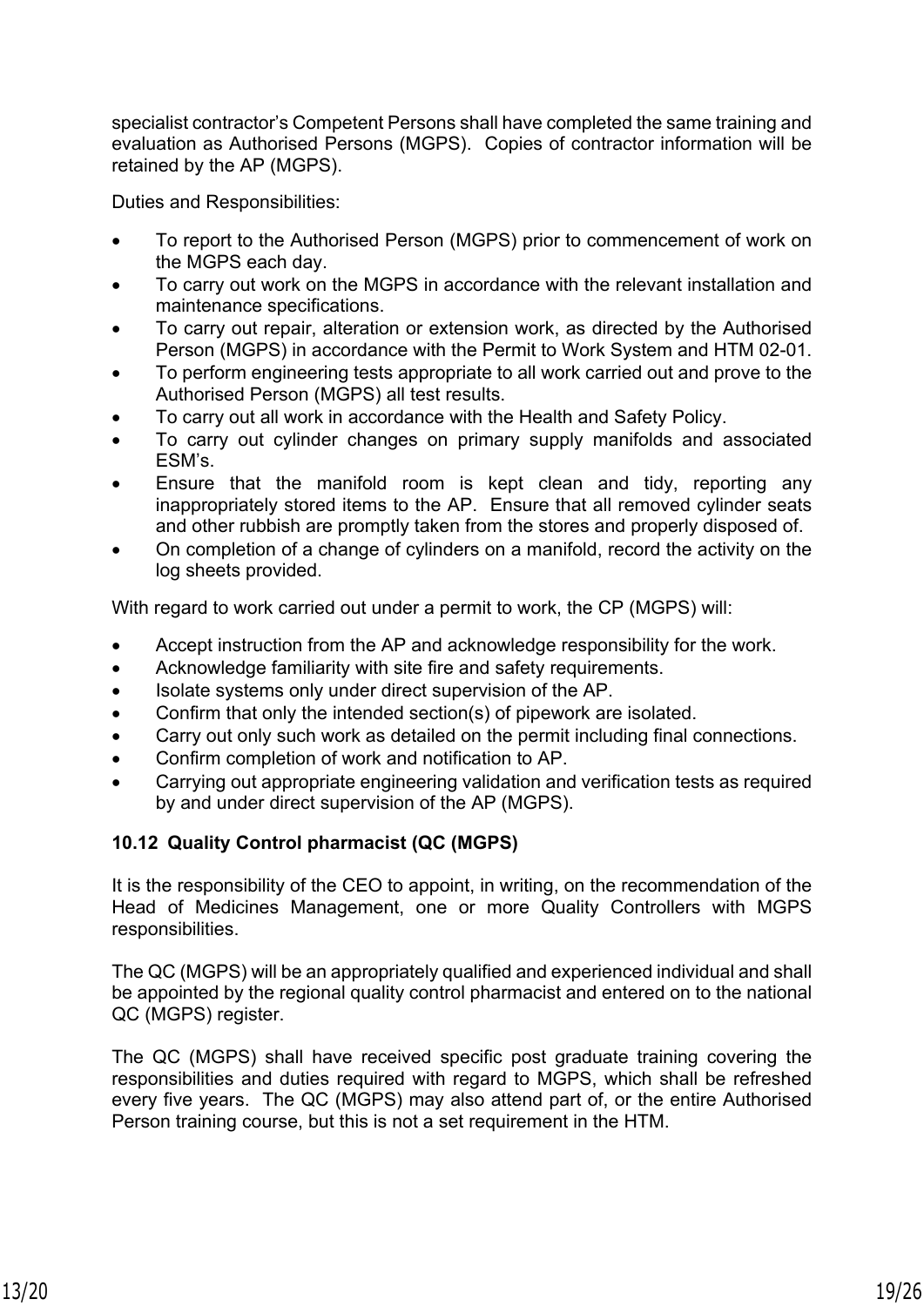specialist contractor's Competent Persons shall have completed the same training and evaluation as Authorised Persons (MGPS). Copies of contractor information will be retained by the AP (MGPS).

Duties and Responsibilities:

- To report to the Authorised Person (MGPS) prior to commencement of work on the MGPS each day.
- To carry out work on the MGPS in accordance with the relevant installation and maintenance specifications.
- To carry out repair, alteration or extension work, as directed by the Authorised Person (MGPS) in accordance with the Permit to Work System and HTM 02-01.
- To perform engineering tests appropriate to all work carried out and prove to the Authorised Person (MGPS) all test results.
- To carry out all work in accordance with the Health and Safety Policy.
- To carry out cylinder changes on primary supply manifolds and associated ESM's.
- Ensure that the manifold room is kept clean and tidy, reporting any inappropriately stored items to the AP. Ensure that all removed cylinder seats and other rubbish are promptly taken from the stores and properly disposed of.
- On completion of a change of cylinders on a manifold, record the activity on the log sheets provided.

With regard to work carried out under a permit to work, the CP (MGPS) will:

- Accept instruction from the AP and acknowledge responsibility for the work.
- Acknowledge familiarity with site fire and safety requirements.
- Isolate systems only under direct supervision of the AP.
- Confirm that only the intended section(s) of pipework are isolated.
- Carry out only such work as detailed on the permit including final connections.
- Confirm completion of work and notification to AP.
- Carrying out appropriate engineering validation and verification tests as required by and under direct supervision of the AP (MGPS).

### 10.12 Quality Control pharmacist (QC (MGPS)

It is the responsibility of the CEO to appoint, in writing, on the recommendation of the Head of Medicines Management, one or more Quality Controllers with MGPS responsibilities.

The QC (MGPS) will be an appropriately qualified and experienced individual and shall be appointed by the regional quality control pharmacist and entered on to the national QC (MGPS) register.

The QC (MGPS) shall have received specific post graduate training covering the responsibilities and duties required with regard to MGPS, which shall be refreshed every five years. The QC (MGPS) may also attend part of, or the entire Authorised Person training course, but this is not a set requirement in the HTM.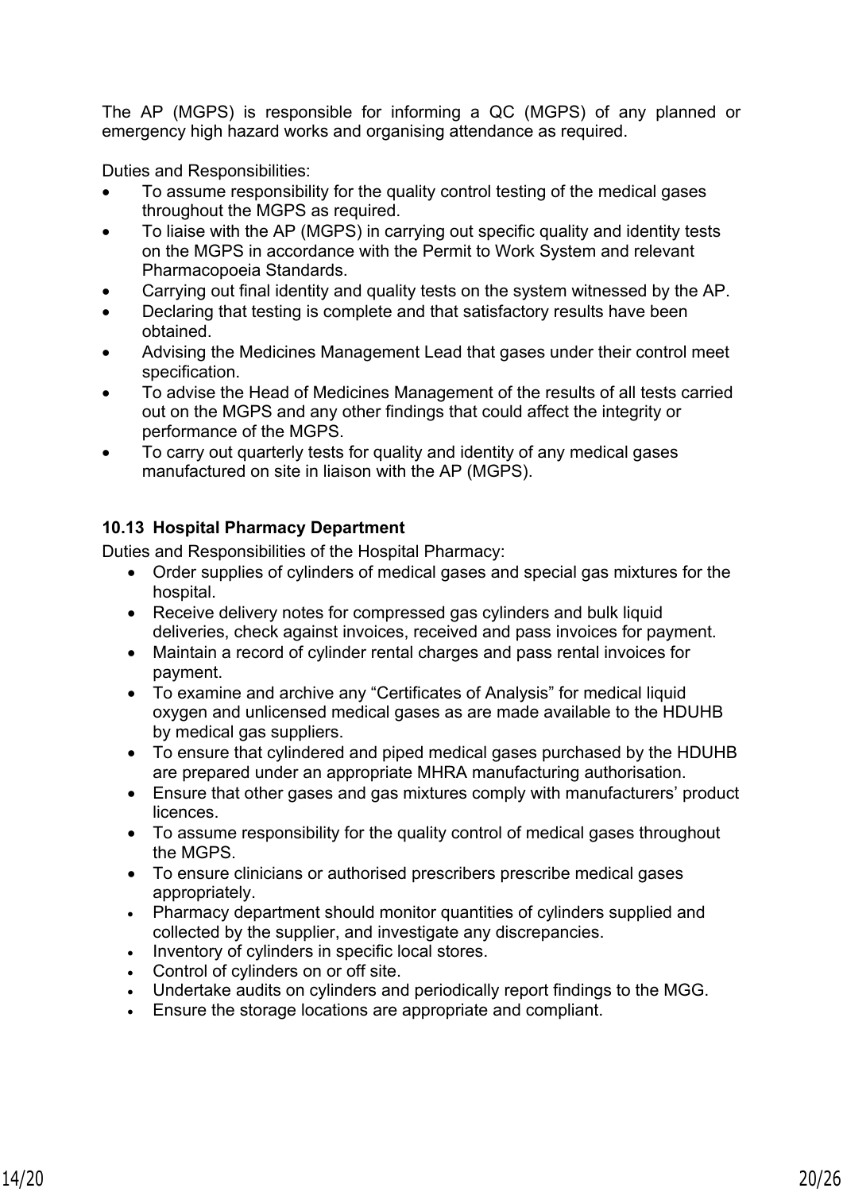The AP (MGPS) is responsible for informing a QC (MGPS) of any planned or emergency high hazard works and organising attendance as required.

Duties and Responsibilities:

- To assume responsibility for the quality control testing of the medical gases throughout the MGPS as required.
- To liaise with the AP (MGPS) in carrying out specific quality and identity tests on the MGPS in accordance with the Permit to Work System and relevant Pharmacopoeia Standards.
- Carrying out final identity and quality tests on the system witnessed by the AP.
- Declaring that testing is complete and that satisfactory results have been obtained.
- Advising the Medicines Management Lead that gases under their control meet specification.
- To advise the Head of Medicines Management of the results of all tests carried out on the MGPS and any other findings that could affect the integrity or performance of the MGPS.
- To carry out quarterly tests for quality and identity of any medical gases manufactured on site in liaison with the AP (MGPS).

### 10.13 Hospital Pharmacy Department

Duties and Responsibilities of the Hospital Pharmacy:

- Order supplies of cylinders of medical gases and special gas mixtures for the hospital.
- Receive delivery notes for compressed gas cylinders and bulk liquid deliveries, check against invoices, received and pass invoices for payment.
- Maintain a record of cylinder rental charges and pass rental invoices for payment.
- To examine and archive any "Certificates of Analysis" for medical liquid oxygen and unlicensed medical gases as are made available to the HDUHB by medical gas suppliers.
- To ensure that cylindered and piped medical gases purchased by the HDUHB are prepared under an appropriate MHRA manufacturing authorisation.
- Ensure that other gases and gas mixtures comply with manufacturers' product licences.
- To assume responsibility for the quality control of medical gases throughout the MGPS.
- To ensure clinicians or authorised prescribers prescribe medical gases appropriately.
- Pharmacy department should monitor quantities of cylinders supplied and collected by the supplier, and investigate any discrepancies.
- Inventory of cylinders in specific local stores.
- Control of cylinders on or off site.
- Undertake audits on cylinders and periodically report findings to the MGG.
- Ensure the storage locations are appropriate and compliant.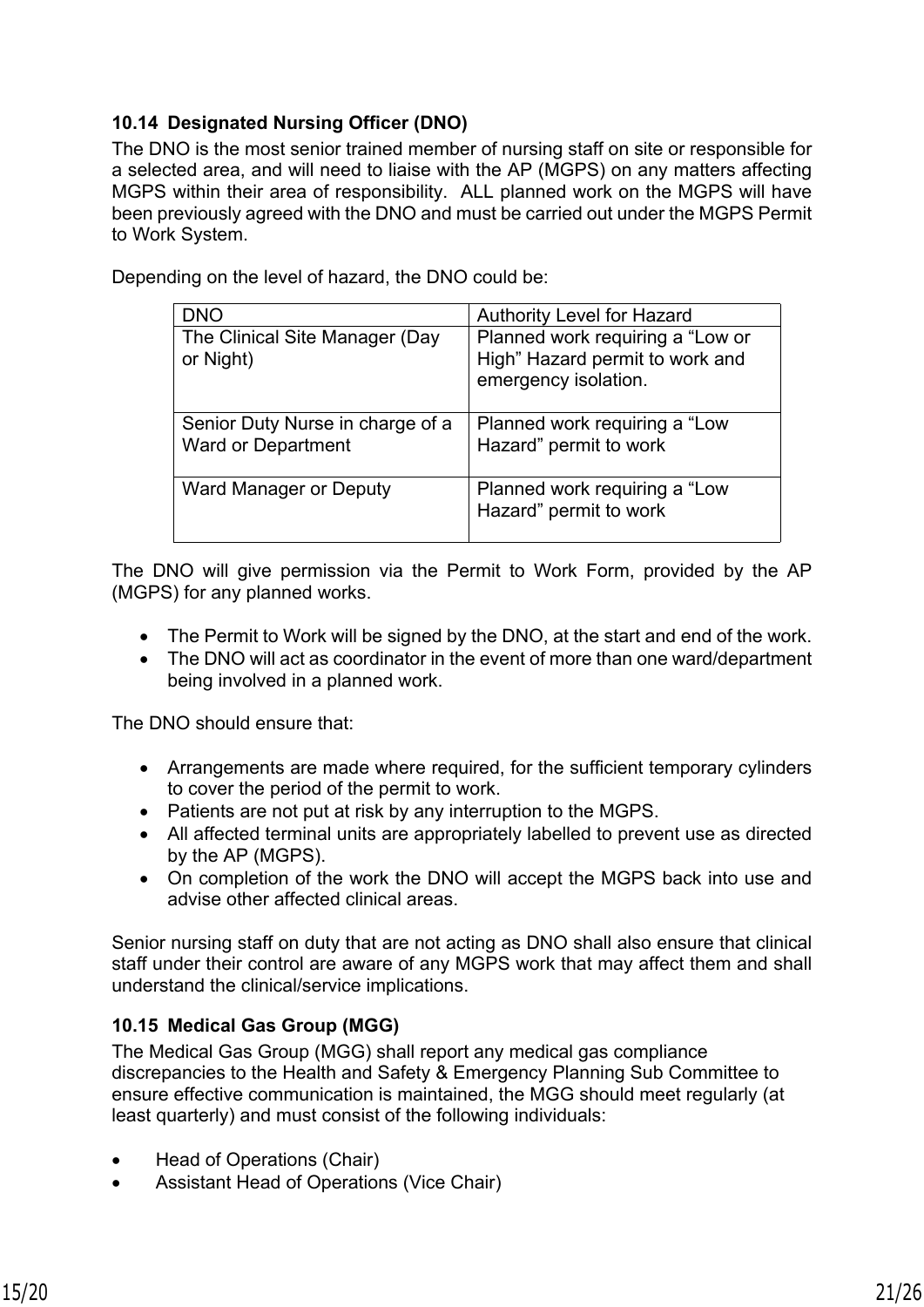### 10.14 Designated Nursing Officer (DNO)

The DNO is the most senior trained member of nursing staff on site or responsible for a selected area, and will need to liaise with the AP (MGPS) on any matters affecting MGPS within their area of responsibility. ALL planned work on the MGPS will have been previously agreed with the DNO and must be carried out under the MGPS Permit to Work System.

Depending on the level of hazard, the DNO could be:

| DNO | Authority Level for Hazard |
|---|---|
| The Clinical Site Manager (Day or Night) | Planned work requiring a "Low or High" Hazard permit to work and emergency isolation. |
| Senior Duty Nurse in charge of a Ward or Department | Planned work requiring a "Low Hazard" permit to work |
| Ward Manager or Deputy | Planned work requiring a "Low Hazard" permit to work |

The DNO will give permission via the Permit to Work Form, provided by the AP (MGPS) for any planned works.

- The Permit to Work will be signed by the DNO, at the start and end of the work.
- The DNO will act as coordinator in the event of more than one ward/department being involved in a planned work.

The DNO should ensure that:

- Arrangements are made where required, for the sufficient temporary cylinders to cover the period of the permit to work.
- Patients are not put at risk by any interruption to the MGPS.
- All affected terminal units are appropriately labelled to prevent use as directed by the AP (MGPS).
- On completion of the work the DNO will accept the MGPS back into use and advise other affected clinical areas.

Senior nursing staff on duty that are not acting as DNO shall also ensure that clinical staff under their control are aware of any MGPS work that may affect them and shall understand the clinical/service implications.

### 10.15 Medical Gas Group (MGG)

The Medical Gas Group (MGG) shall report any medical gas compliance discrepancies to the Health and Safety & Emergency Planning Sub Committee to ensure effective communication is maintained, the MGG should meet regularly (at least quarterly) and must consist of the following individuals:

- Head of Operations (Chair)
- Assistant Head of Operations (Vice Chair)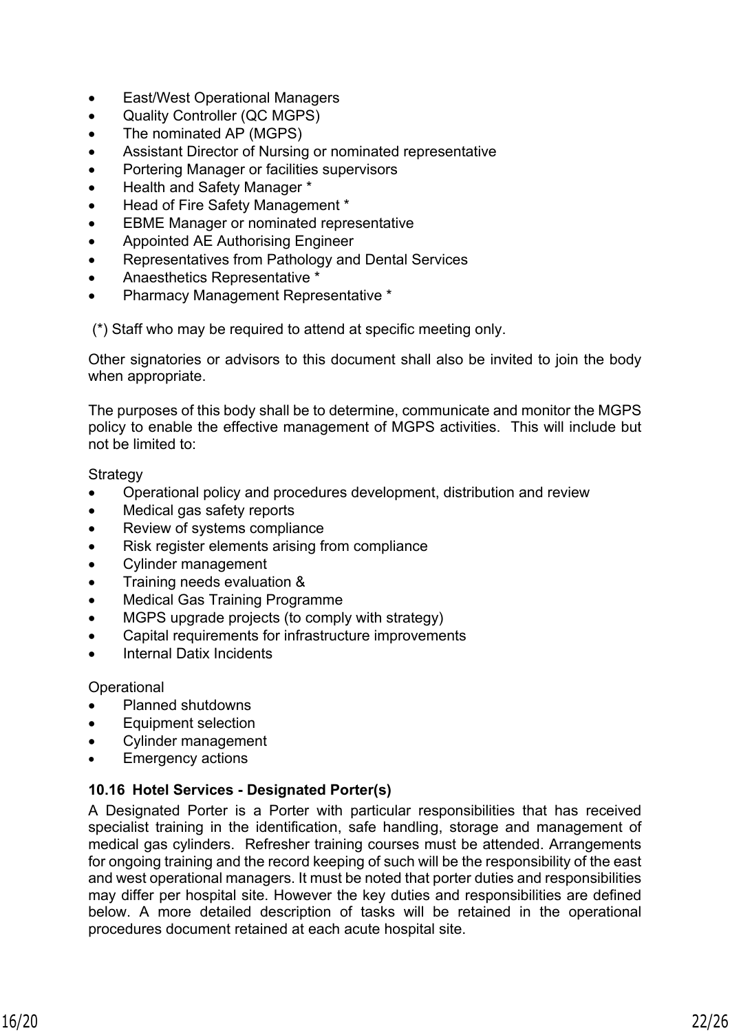- East/West Operational Managers
- Quality Controller (QC MGPS)
- The nominated AP (MGPS)
- Assistant Director of Nursing or nominated representative
- Portering Manager or facilities supervisors
- Health and Safety Manager *
- Head of Fire Safety Management *
- EBME Manager or nominated representative
- Appointed AE Authorising Engineer
- Representatives from Pathology and Dental Services
- Anaesthetics Representative *
- Pharmacy Management Representative *

(*) Staff who may be required to attend at specific meeting only.

Other signatories or advisors to this document shall also be invited to join the body when appropriate.

The purposes of this body shall be to determine, communicate and monitor the MGPS policy to enable the effective management of MGPS activities. This will include but not be limited to:

Strategy

- Operational policy and procedures development, distribution and review
- Medical gas safety reports
- Review of systems compliance
- Risk register elements arising from compliance
- Cylinder management
- Training needs evaluation &
- Medical Gas Training Programme
- MGPS upgrade projects (to comply with strategy)
- Capital requirements for infrastructure improvements
- Internal Datix Incidents

Operational

- Planned shutdowns
- Equipment selection
- Cylinder management
- Emergency actions

### 10.16 Hotel Services - Designated Porter(s)

A Designated Porter is a Porter with particular responsibilities that has received specialist training in the identification, safe handling, storage and management of medical gas cylinders. Refresher training courses must be attended. Arrangements for ongoing training and the record keeping of such will be the responsibility of the east and west operational managers. It must be noted that porter duties and responsibilities may differ per hospital site. However the key duties and responsibilities are defined below. A more detailed description of tasks will be retained in the operational procedures document retained at each acute hospital site.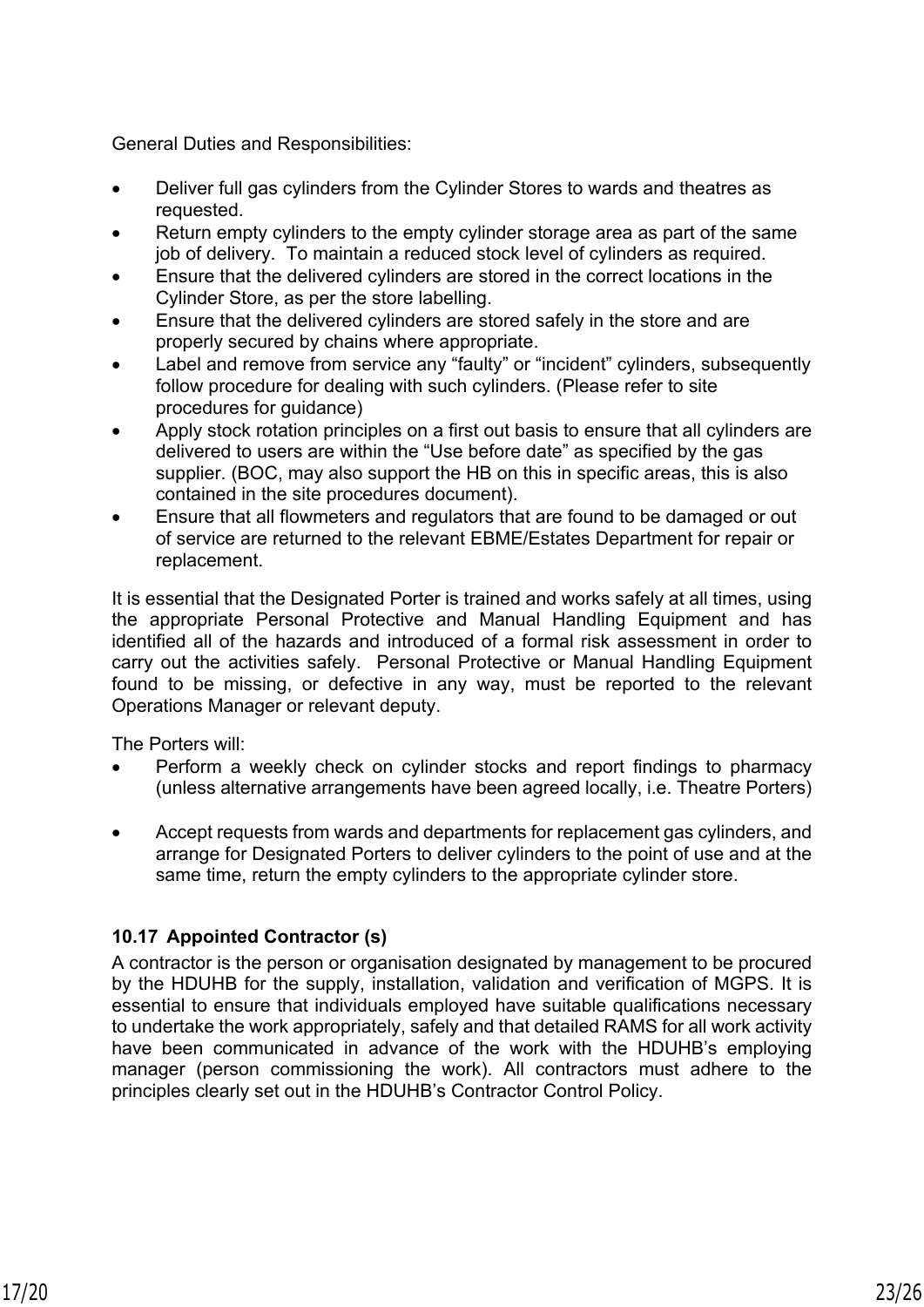General Duties and Responsibilities:

- Deliver full gas cylinders from the Cylinder Stores to wards and theatres as requested.
- Return empty cylinders to the empty cylinder storage area as part of the same job of delivery. To maintain a reduced stock level of cylinders as required.
- Ensure that the delivered cylinders are stored in the correct locations in the Cylinder Store, as per the store labelling.
- Ensure that the delivered cylinders are stored safely in the store and are properly secured by chains where appropriate.
- Label and remove from service any "faulty" or "incident" cylinders, subsequently follow procedure for dealing with such cylinders. (Please refer to site procedures for guidance)
- Apply stock rotation principles on a first out basis to ensure that all cylinders are delivered to users are within the "Use before date" as specified by the gas supplier. (BOC, may also support the HB on this in specific areas, this is also contained in the site procedures document).
- Ensure that all flowmeters and regulators that are found to be damaged or out of service are returned to the relevant EBME/Estates Department for repair or replacement.

It is essential that the Designated Porter is trained and works safely at all times, using the appropriate Personal Protective and Manual Handling Equipment and has identified all of the hazards and introduced of a formal risk assessment in order to carry out the activities safely. Personal Protective or Manual Handling Equipment found to be missing, or defective in any way, must be reported to the relevant Operations Manager or relevant deputy.

The Porters will:

- Perform a weekly check on cylinder stocks and report findings to pharmacy (unless alternative arrangements have been agreed locally, i.e. Theatre Porters)
- Accept requests from wards and departments for replacement gas cylinders, and arrange for Designated Porters to deliver cylinders to the point of use and at the same time, return the empty cylinders to the appropriate cylinder store.

### 10.17 Appointed Contractor (s)

A contractor is the person or organisation designated by management to be procured by the HDUHB for the supply, installation, validation and verification of MGPS. It is essential to ensure that individuals employed have suitable qualifications necessary to undertake the work appropriately, safely and that detailed RAMS for all work activity have been communicated in advance of the work with the HDUHB's employing manager (person commissioning the work). All contractors must adhere to the principles clearly set out in the HDUHB's Contractor Control Policy.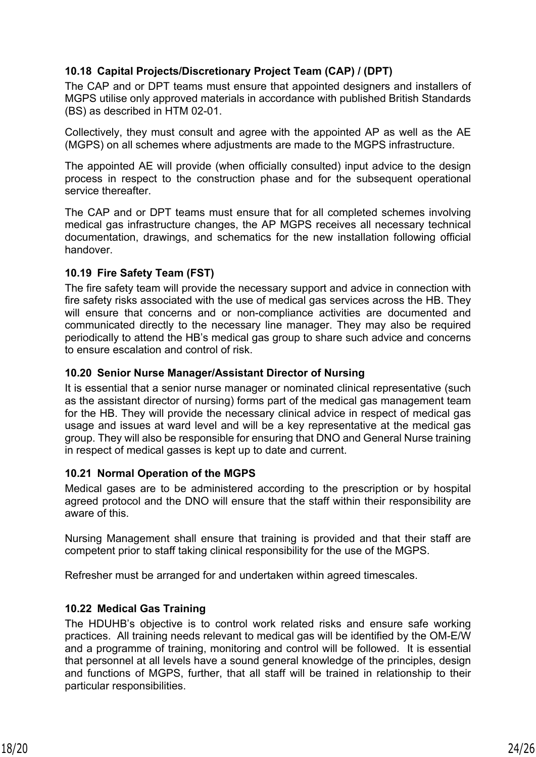### 10.18 Capital Projects/Discretionary Project Team (CAP) / (DPT)

The CAP and or DPT teams must ensure that appointed designers and installers of MGPS utilise only approved materials in accordance with published British Standards (BS) as described in HTM 02-01.

Collectively, they must consult and agree with the appointed AP as well as the AE (MGPS) on all schemes where adjustments are made to the MGPS infrastructure.

The appointed AE will provide (when officially consulted) input advice to the design process in respect to the construction phase and for the subsequent operational service thereafter.

The CAP and or DPT teams must ensure that for all completed schemes involving medical gas infrastructure changes, the AP MGPS receives all necessary technical documentation, drawings, and schematics for the new installation following official handover.

### 10.19 Fire Safety Team (FST)

The fire safety team will provide the necessary support and advice in connection with fire safety risks associated with the use of medical gas services across the HB. They will ensure that concerns and or non-compliance activities are documented and communicated directly to the necessary line manager. They may also be required periodically to attend the HB's medical gas group to share such advice and concerns to ensure escalation and control of risk.

### 10.20 Senior Nurse Manager/Assistant Director of Nursing

It is essential that a senior nurse manager or nominated clinical representative (such as the assistant director of nursing) forms part of the medical gas management team for the HB. They will provide the necessary clinical advice in respect of medical gas usage and issues at ward level and will be a key representative at the medical gas group. They will also be responsible for ensuring that DNO and General Nurse training in respect of medical gasses is kept up to date and current.

### 10.21 Normal Operation of the MGPS

Medical gases are to be administered according to the prescription or by hospital agreed protocol and the DNO will ensure that the staff within their responsibility are aware of this.

Nursing Management shall ensure that training is provided and that their staff are competent prior to staff taking clinical responsibility for the use of the MGPS.

Refresher must be arranged for and undertaken within agreed timescales.

### 10.22 Medical Gas Training

The HDUHB's objective is to control work related risks and ensure safe working practices. All training needs relevant to medical gas will be identified by the OM-E/W and a programme of training, monitoring and control will be followed. It is essential that personnel at all levels have a sound general knowledge of the principles, design and functions of MGPS, further, that all staff will be trained in relationship to their particular responsibilities.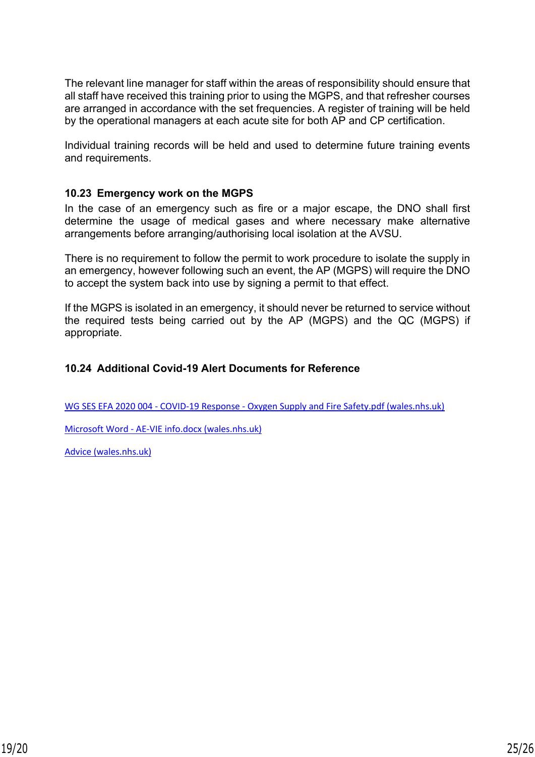The relevant line manager for staff within the areas of responsibility should ensure that all staff have received this training prior to using the MGPS, and that refresher courses are arranged in accordance with the set frequencies. A register of training will be held by the operational managers at each acute site for both AP and CP certification.

Individual training records will be held and used to determine future training events and requirements.

### 10.23 Emergency work on the MGPS

In the case of an emergency such as fire or a major escape, the DNO shall first determine the usage of medical gases and where necessary make alternative arrangements before arranging/authorising local isolation at the AVSU.

There is no requirement to follow the permit to work procedure to isolate the supply in an emergency, however following such an event, the AP (MGPS) will require the DNO to accept the system back into use by signing a permit to that effect.

If the MGPS is isolated in an emergency, it should never be returned to service without the required tests being carried out by the AP (MGPS) and the QC (MGPS) if appropriate.

### 10.24 Additional Covid-19 Alert Documents for Reference

WG SES EFA 2020 004 - COVID-19 Response - Oxygen Supply and Fire Safety.pdf (wales.nhs.uk)

Microsoft Word - AE-VIE info.docx (wales.nhs.uk)

Advice (wales.nhs.uk)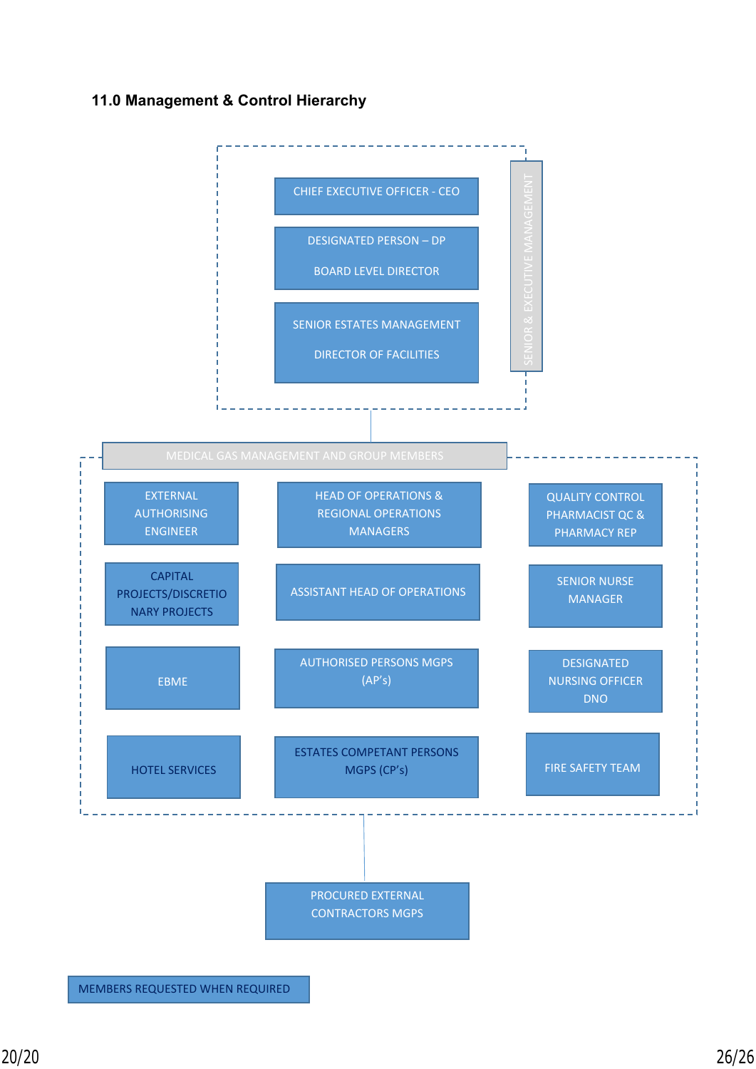## 11.0 Management & Control Hierarchy

SENIOR & EXECUTIVE MANAGEMENT

CHIEF EXECUTIVE OFFICER - CEO

DESIGNATED PERSON – DP

BOARD LEVEL DIRECTOR

SENIOR ESTATES MANAGEMENT

DIRECTOR OF FACILITIES

MEDICAL GAS MANAGEMENT AND GROUP MEMBERS

EXTERNAL AUTHORISING ENGINEER

HEAD OF OPERATIONS & REGIONAL OPERATIONS MANAGERS

QUALITY CONTROL PHARMACIST QC & PHARMACY REP

CAPITAL PROJECTS/DISCRETIONARY PROJECTS

ASSISTANT HEAD OF OPERATIONS

SENIOR NURSE MANAGER

EBME

AUTHORISED PERSONS MGPS (AP's)

DESIGNATED NURSING OFFICER DNO

HOTEL SERVICES

ESTATES COMPETANT PERSONS MGPS (CP's)

FIRE SAFETY TEAM

PROCURED EXTERNAL CONTRACTORS MGPS

MEMBERS REQUESTED WHEN REQUIRED